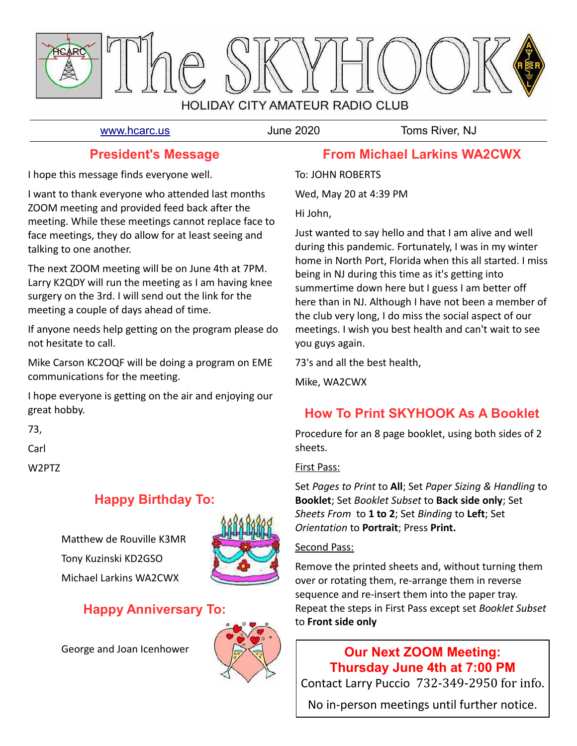# The SKYHOOK

HOLIDAY CITY AMATEUR RADIO CLUB

www.hcarc.us June 2020 Toms River, NJ

## President's Message

I hope this message finds everyone well.

I want to thank everyone who attended last months ZOOM meeting and provided feed back after the meeting. While these meetings cannot replace face to face meetings, they do allow for at least seeing and talking to one another.

The next ZOOM meeting will be on June 4th at 7PM. Larry K2QDY will run the meeting as I am having knee surgery on the 3rd. I will send out the link for the meeting a couple of days ahead of time.

If anyone needs help getting on the program please do not hesitate to call.

Mike Carson KC2OQF will be doing a program on EME communications for the meeting.

I hope everyone is getting on the air and enjoying our great hobby.

73,

Carl

W2PTZ

## Happy Birthday To:

Matthew de Rouville K3MR

Tony Kuzinski KD2GSO

Michael Larkins WA2CWX

## Happy Anniversary To:

George and Joan Icenhower

## From Michael Larkins WA2CWX

To: JOHN ROBERTS

Wed, May 20 at 4:39 PM

Hi John,

Just wanted to say hello and that I am alive and well during this pandemic. Fortunately, I was in my winter home in North Port, Florida when this all started. I miss being in NJ during this time as it's getting into summertime down here but I guess I am better off here than in NJ. Although I have not been a member of the club very long, I do miss the social aspect of our meetings. I wish you best health and can't wait to see you guys again.

73's and all the best health,

Mike, WA2CWX

## How To Print SKYHOOK As A Booklet

Procedure for an 8 page booklet, using both sides of 2 sheets.

First Pass:

Set *Pages to Print* to **All**; Set *Paper Sizing & Handling* to **Booklet**; Set *Booklet Subset* to **Back side only**; Set *Sheets From* to **1 to 2**; Set *Binding* to **Left**; Set *Orientation* to **Portrait**; Press **Print.**

Second Pass:

Remove the printed sheets and, without turning them over or rotating them, re-arrange them in reverse sequence and re-insert them into the paper tray. Repeat the steps in First Pass except set *Booklet Subset* to **Front side only**

**Our Next ZOOM Meeting:**
**Thursday June 4th at 7:00 PM**

Contact Larry Puccio 732-349-2950 for info.

No in-person meetings until further notice.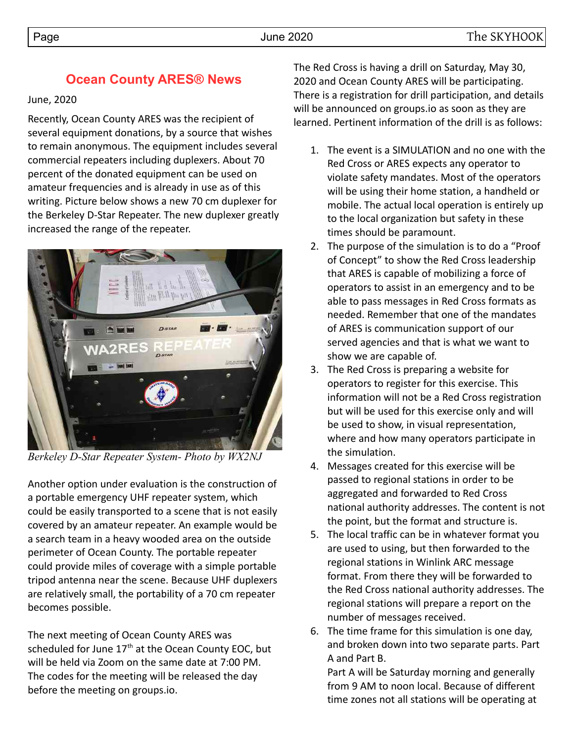## Ocean County ARES® News

June, 2020

Recently, Ocean County ARES was the recipient of several equipment donations, by a source that wishes to remain anonymous. The equipment includes several commercial repeaters including duplexers. About 70 percent of the donated equipment can be used on amateur frequencies and is already in use as of this writing. Picture below shows a new 70 cm duplexer for the Berkeley D-Star Repeater. The new duplexer greatly increased the range of the repeater.

*Berkeley D-Star Repeater System- Photo by WX2NJ*

Another option under evaluation is the construction of a portable emergency UHF repeater system, which could be easily transported to a scene that is not easily covered by an amateur repeater. An example would be a search team in a heavy wooded area on the outside perimeter of Ocean County. The portable repeater could provide miles of coverage with a simple portable tripod antenna near the scene. Because UHF duplexers are relatively small, the portability of a 70 cm repeater becomes possible.

The next meeting of Ocean County ARES was scheduled for June 17th at the Ocean County EOC, but will be held via Zoom on the same date at 7:00 PM. The codes for the meeting will be released the day before the meeting on groups.io.

The Red Cross is having a drill on Saturday, May 30, 2020 and Ocean County ARES will be participating. There is a registration for drill participation, and details will be announced on groups.io as soon as they are learned. Pertinent information of the drill is as follows:

1. The event is a SIMULATION and no one with the Red Cross or ARES expects any operator to violate safety mandates. Most of the operators will be using their home station, a handheld or mobile. The actual local operation is entirely up to the local organization but safety in these times should be paramount.
2. The purpose of the simulation is to do a "Proof of Concept" to show the Red Cross leadership that ARES is capable of mobilizing a force of operators to assist in an emergency and to be able to pass messages in Red Cross formats as needed. Remember that one of the mandates of ARES is communication support of our served agencies and that is what we want to show we are capable of.
3. The Red Cross is preparing a website for operators to register for this exercise. This information will not be a Red Cross registration but will be used for this exercise only and will be used to show, in visual representation, where and how many operators participate in the simulation.
4. Messages created for this exercise will be passed to regional stations in order to be aggregated and forwarded to Red Cross national authority addresses. The content is not the point, but the format and structure is.
5. The local traffic can be in whatever format you are used to using, but then forwarded to the regional stations in Winlink ARC message format. From there they will be forwarded to the Red Cross national authority addresses. The regional stations will prepare a report on the number of messages received.
6. The time frame for this simulation is one day, and broken down into two separate parts. Part A and Part B.

   Part A will be Saturday morning and generally from 9 AM to noon local. Because of different time zones not all stations will be operating at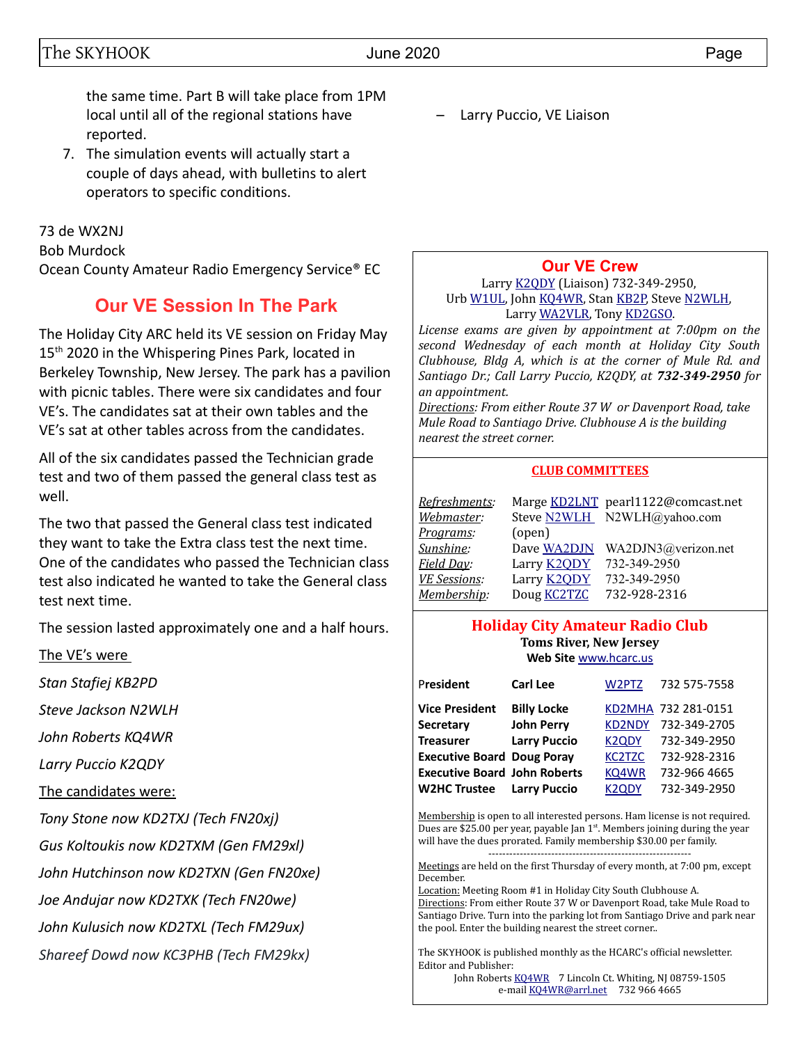the same time. Part B will take place from 1PM local until all of the regional stations have reported.

7. The simulation events will actually start a couple of days ahead, with bulletins to alert operators to specific conditions.

73 de WX2NJ
Bob Murdock
Ocean County Amateur Radio Emergency Service® EC

## Our VE Session In The Park

The Holiday City ARC held its VE session on Friday May 15th 2020 in the Whispering Pines Park, located in Berkeley Township, New Jersey. The park has a pavilion with picnic tables. There were six candidates and four VE's. The candidates sat at their own tables and the VE's sat at other tables across from the candidates.

All of the six candidates passed the Technician grade test and two of them passed the general class test as well.

The two that passed the General class test indicated they want to take the Extra class test the next time. One of the candidates who passed the Technician class test also indicated he wanted to take the General class test next time.

The session lasted approximately one and a half hours.

The VE's were

*Stan Stafiej KB2PD*

*Steve Jackson N2WLH*

*John Roberts KQ4WR*

*Larry Puccio K2QDY*

The candidates were:

*Tony Stone now KD2TXJ (Tech FN20xj)*

*Gus Koltoukis now KD2TXM (Gen FM29xl)*

*John Hutchinson now KD2TXN (Gen FN20xe)*

*Joe Andujar now KD2TXK (Tech FN20we)*

*John Kulusich now KD2TXL (Tech FM29ux)*

*Shareef Dowd now KC3PHB (Tech FM29kx)*

– Larry Puccio, VE Liaison

## Our VE Crew

Larry K2QDY (Liaison) 732-349-2950,
Urb W1UL, John KQ4WR, Stan KB2P, Steve N2WLH,
Larry WA2VLR, Tony KD2GSO.

*License exams are given by appointment at 7:00pm on the second Wednesday of each month at Holiday City South Clubhouse, Bldg A, which is at the corner of Mule Rd. and Santiago Dr.; Call Larry Puccio, K2QDY, at **732-349-2950** for an appointment.*

*Directions: From either Route 37 W or Davenport Road, take Mule Road to Santiago Drive. Clubhouse A is the building nearest the street corner.*

### CLUB COMMITTEES

| | | |
|---|---|---|
| *Refreshments:* | Marge KD2LNT | pearl1122@comcast.net |
| *Webmaster:* | Steve N2WLH | N2WLH@yahoo.com |
| *Programs:* | (open) | |
| *Sunshine:* | Dave WA2DJN | WA2DJN3@verizon.net |
| *Field Day:* | Larry K2QDY | 732-349-2950 |
| *VE Sessions:* | Larry K2QDY | 732-349-2950 |
| *Membership:* | Doug KC2TZC | 732-928-2316 |

## Holiday City Amateur Radio Club

**Toms River, New Jersey**
**Web Site** www.hcarc.us

| | | | |
|---|---|---|---|
| **President** | **Carl Lee** | W2PTZ | 732 575-7558 |
| **Vice President** | **Billy Locke** | KD2MHA | 732 281-0151 |
| **Secretary** | **John Perry** | KD2NDY | 732-349-2705 |
| **Treasurer** | **Larry Puccio** | K2QDY | 732-349-2950 |
| **Executive Board** | **Doug Poray** | KC2TZC | 732-928-2316 |
| **Executive Board** | **John Roberts** | KQ4WR | 732-966 4665 |
| **W2HC Trustee** | **Larry Puccio** | K2QDY | 732-349-2950 |

Membership is open to all interested persons. Ham license is not required. Dues are $25.00 per year, payable Jan 1st. Members joining during the year will have the dues prorated. Family membership $30.00 per family.

---

Meetings are held on the first Thursday of every month, at 7:00 pm, except December.
Location: Meeting Room #1 in Holiday City South Clubhouse A.
Directions: From either Route 37 W or Davenport Road, take Mule Road to Santiago Drive. Turn into the parking lot from Santiago Drive and park near the pool. Enter the building nearest the street corner..

The SKYHOOK is published monthly as the HCARC's official newsletter.
Editor and Publisher:
John Roberts KQ4WR 7 Lincoln Ct. Whiting, NJ 08759-1505
e-mail KQ4WR@arrl.net 732 966 4665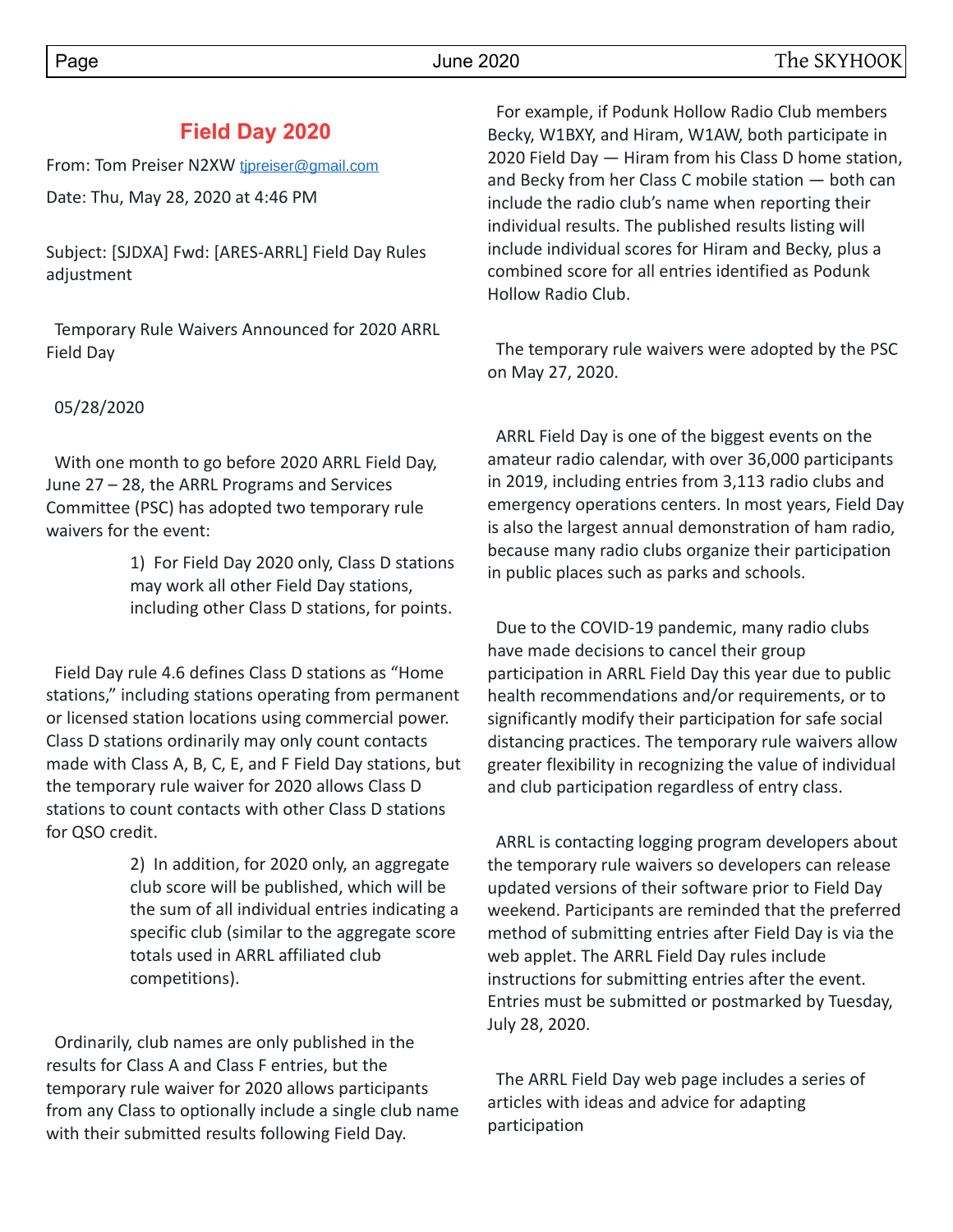## Field Day 2020

From: Tom Preiser N2XW tjpreiser@gmail.com

Date: Thu, May 28, 2020 at 4:46 PM

Subject: [SJDXA] Fwd: [ARES-ARRL] Field Day Rules adjustment

Temporary Rule Waivers Announced for 2020 ARRL Field Day

05/28/2020

With one month to go before 2020 ARRL Field Day, June 27 – 28, the ARRL Programs and Services Committee (PSC) has adopted two temporary rule waivers for the event:

> 1) For Field Day 2020 only, Class D stations may work all other Field Day stations, including other Class D stations, for points.

Field Day rule 4.6 defines Class D stations as "Home stations," including stations operating from permanent or licensed station locations using commercial power. Class D stations ordinarily may only count contacts made with Class A, B, C, E, and F Field Day stations, but the temporary rule waiver for 2020 allows Class D stations to count contacts with other Class D stations for QSO credit.

> 2) In addition, for 2020 only, an aggregate club score will be published, which will be the sum of all individual entries indicating a specific club (similar to the aggregate score totals used in ARRL affiliated club competitions).

Ordinarily, club names are only published in the results for Class A and Class F entries, but the temporary rule waiver for 2020 allows participants from any Class to optionally include a single club name with their submitted results following Field Day.

For example, if Podunk Hollow Radio Club members Becky, W1BXY, and Hiram, W1AW, both participate in 2020 Field Day — Hiram from his Class D home station, and Becky from her Class C mobile station — both can include the radio club's name when reporting their individual results. The published results listing will include individual scores for Hiram and Becky, plus a combined score for all entries identified as Podunk Hollow Radio Club.

The temporary rule waivers were adopted by the PSC on May 27, 2020.

ARRL Field Day is one of the biggest events on the amateur radio calendar, with over 36,000 participants in 2019, including entries from 3,113 radio clubs and emergency operations centers. In most years, Field Day is also the largest annual demonstration of ham radio, because many radio clubs organize their participation in public places such as parks and schools.

Due to the COVID-19 pandemic, many radio clubs have made decisions to cancel their group participation in ARRL Field Day this year due to public health recommendations and/or requirements, or to significantly modify their participation for safe social distancing practices. The temporary rule waivers allow greater flexibility in recognizing the value of individual and club participation regardless of entry class.

ARRL is contacting logging program developers about the temporary rule waivers so developers can release updated versions of their software prior to Field Day weekend. Participants are reminded that the preferred method of submitting entries after Field Day is via the web applet. The ARRL Field Day rules include instructions for submitting entries after the event. Entries must be submitted or postmarked by Tuesday, July 28, 2020.

The ARRL Field Day web page includes a series of articles with ideas and advice for adapting participation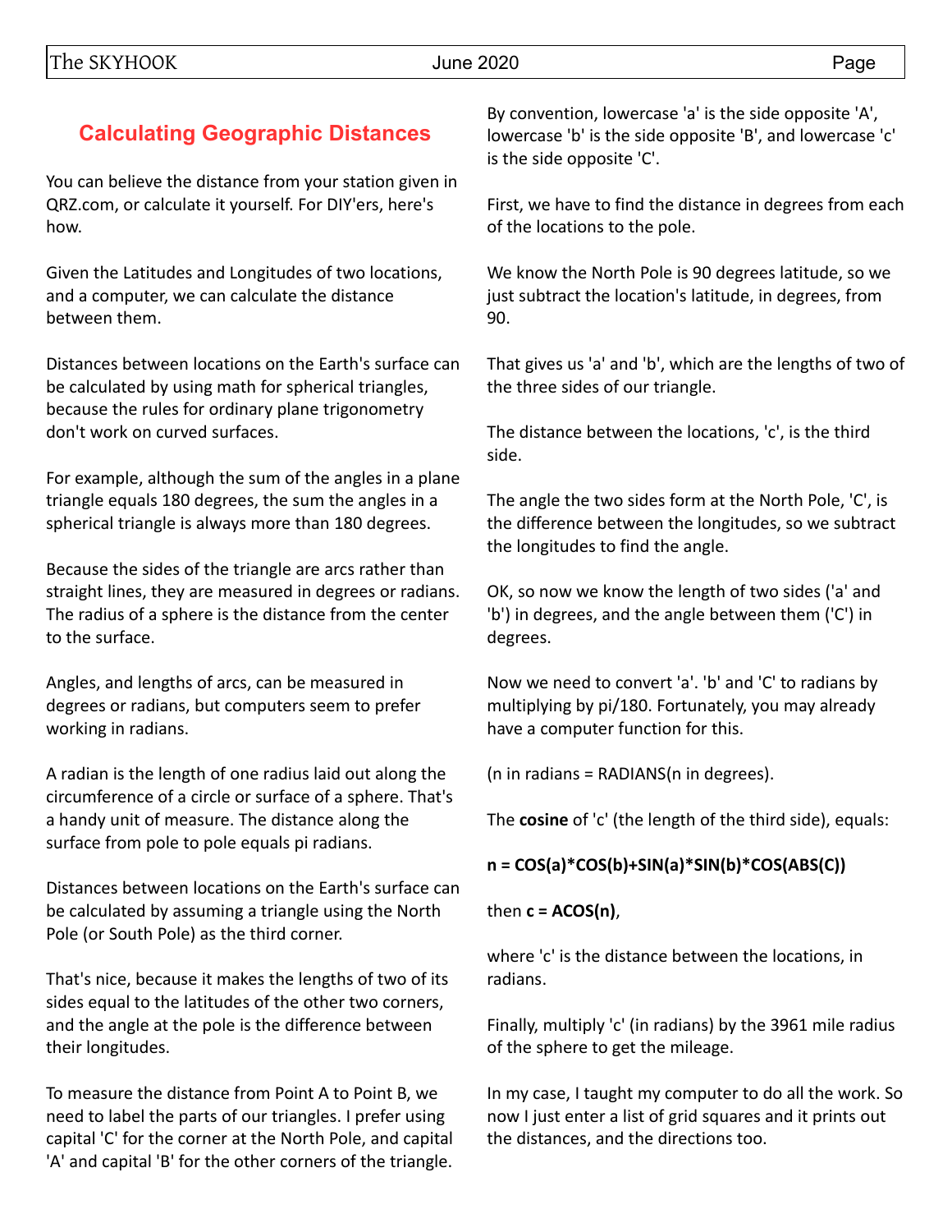## Calculating Geographic Distances

You can believe the distance from your station given in QRZ.com, or calculate it yourself. For DIY'ers, here's how.

Given the Latitudes and Longitudes of two locations, and a computer, we can calculate the distance between them.

Distances between locations on the Earth's surface can be calculated by using math for spherical triangles, because the rules for ordinary plane trigonometry don't work on curved surfaces.

For example, although the sum of the angles in a plane triangle equals 180 degrees, the sum the angles in a spherical triangle is always more than 180 degrees.

Because the sides of the triangle are arcs rather than straight lines, they are measured in degrees or radians. The radius of a sphere is the distance from the center to the surface.

Angles, and lengths of arcs, can be measured in degrees or radians, but computers seem to prefer working in radians.

A radian is the length of one radius laid out along the circumference of a circle or surface of a sphere. That's a handy unit of measure. The distance along the surface from pole to pole equals pi radians.

Distances between locations on the Earth's surface can be calculated by assuming a triangle using the North Pole (or South Pole) as the third corner.

That's nice, because it makes the lengths of two of its sides equal to the latitudes of the other two corners, and the angle at the pole is the difference between their longitudes.

To measure the distance from Point A to Point B, we need to label the parts of our triangles. I prefer using capital 'C' for the corner at the North Pole, and capital 'A' and capital 'B' for the other corners of the triangle.

By convention, lowercase 'a' is the side opposite 'A', lowercase 'b' is the side opposite 'B', and lowercase 'c' is the side opposite 'C'.

First, we have to find the distance in degrees from each of the locations to the pole.

We know the North Pole is 90 degrees latitude, so we just subtract the location's latitude, in degrees, from 90.

That gives us 'a' and 'b', which are the lengths of two of the three sides of our triangle.

The distance between the locations, 'c', is the third side.

The angle the two sides form at the North Pole, 'C', is the difference between the longitudes, so we subtract the longitudes to find the angle.

OK, so now we know the length of two sides ('a' and 'b') in degrees, and the angle between them ('C') in degrees.

Now we need to convert 'a'. 'b' and 'C' to radians by multiplying by pi/180. Fortunately, you may already have a computer function for this.

(n in radians = RADIANS(n in degrees).

The **cosine** of 'c' (the length of the third side), equals:

**n = COS(a)*COS(b)+SIN(a)*SIN(b)*COS(ABS(C))**

then **c = ACOS(n)**,

where 'c' is the distance between the locations, in radians.

Finally, multiply 'c' (in radians) by the 3961 mile radius of the sphere to get the mileage.

In my case, I taught my computer to do all the work. So now I just enter a list of grid squares and it prints out the distances, and the directions too.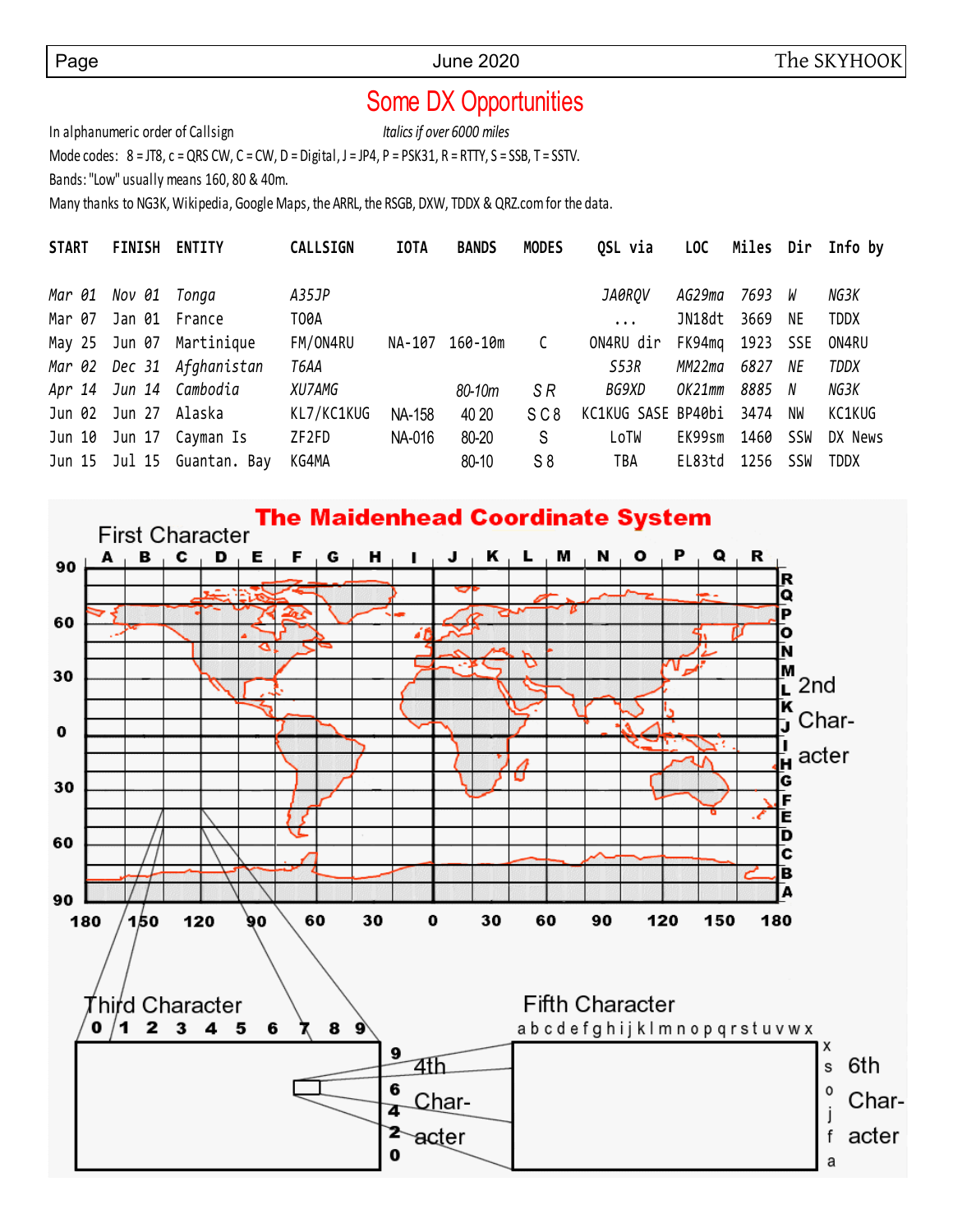# Some DX Opportunities

In alphanumeric order of Callsign *Italics if over 6000 miles*

Mode codes: 8 = JT8, c = QRS CW, C = CW, D = Digital, J = JP4, P = PSK31, R = RTTY, S = SSB, T = SSTV.

Bands: "Low" usually means 160, 80 & 40m.

Many thanks to NG3K, Wikipedia, Google Maps, the ARRL, the RSGB, DXW, TDDX & QRZ.com for the data.

| START | FINISH | ENTITY | CALLSIGN | IOTA | BANDS | MODES | QSL via | LOC | Miles | Dir | Info by |
|---|---|---|---|---|---|---|---|---|---|---|---|
| *Mar 01* | *Nov 01* | *Tonga* | *A35JP* | | | | *JA0RQV* | *AG29ma* | *7693* | *W* | *NG3K* |
| Mar 07 | Jan 01 | France | TO0A | | | | ... | JN18dt | 3669 | NE | TDDX |
| May 25 | Jun 07 | Martinique | FM/ON4RU | NA-107 | 160-10m | C | ON4RU dir | FK94mq | 1923 | SSE | ON4RU |
| *Mar 02* | *Dec 31* | *Afghanistan* | *T6AA* | | | | *S53R* | *MM22ma* | *6827* | *NE* | *TDDX* |
| *Apr 14* | *Jun 14* | *Cambodia* | *XU7AMG* | | *80-10m* | *S R* | *BG9XD* | *OK21mm* | *8885* | *N* | *NG3K* |
| Jun 02 | Jun 27 | Alaska | KL7/KC1KUG | NA-158 | 40 20 | S C 8 | KC1KUG SASE | BP40bi | 3474 | NW | KC1KUG |
| Jun 10 | Jun 17 | Cayman Is | ZF2FD | NA-016 | 80-20 | S | LoTW | EK99sm | 1460 | SSW | DX News |
| Jun 15 | Jul 15 | Guantan. Bay | KG4MA | | 80-10 | S 8 | TBA | EL83td | 1256 | SSW | TDDX |

## The Maidenhead Coordinate System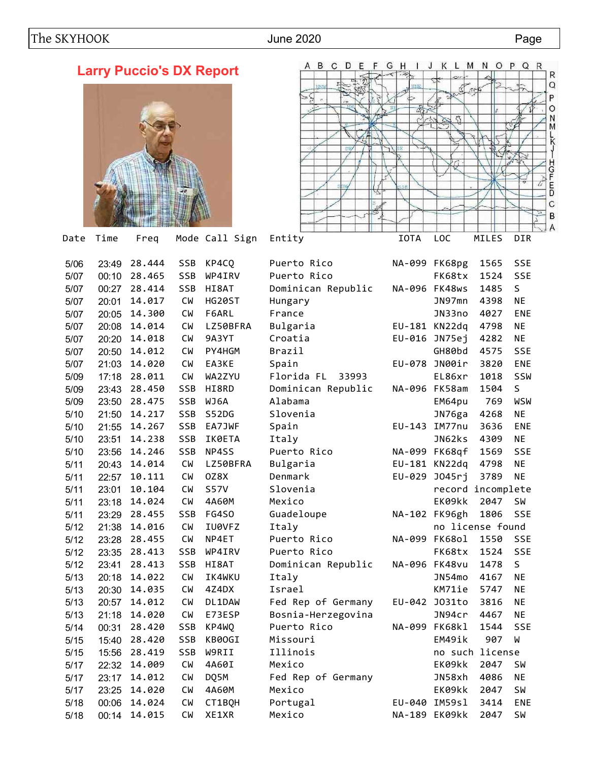## Larry Puccio's DX Report

| Date | Time | Freq | Mode | Call Sign | Entity | IOTA | LOC | MILES | DIR |
|---|---|---|---|---|---|---|---|---|---|
| 5/06 | 23:49 | 28.444 | SSB | KP4CQ | Puerto Rico | NA-099 | FK68pg | 1565 | SSE |
| 5/07 | 00:10 | 28.465 | SSB | WP4IRV | Puerto Rico | | FK68tx | 1524 | SSE |
| 5/07 | 00:27 | 28.414 | SSB | HI8AT | Dominican Republic | NA-096 | FK48ws | 1485 | S |
| 5/07 | 20:01 | 14.017 | CW | HG20ST | Hungary | | JN97mn | 4398 | NE |
| 5/07 | 20:05 | 14.300 | CW | F6ARL | France | | JN33no | 4027 | ENE |
| 5/07 | 20:08 | 14.014 | CW | LZ50BFRA | Bulgaria | EU-181 | KN22dq | 4798 | NE |
| 5/07 | 20:20 | 14.018 | CW | 9A3YT | Croatia | EU-016 | JN75ej | 4282 | NE |
| 5/07 | 20:50 | 14.012 | CW | PY4HGM | Brazil | | GH80bd | 4575 | SSE |
| 5/07 | 21:03 | 14.020 | CW | EA3KE | Spain | EU-078 | JN00ir | 3820 | ENE |
| 5/09 | 17:18 | 28.011 | CW | WA2ZYU | Florida FL 33993 | | EL86xr | 1018 | SSW |
| 5/09 | 23:43 | 28.450 | SSB | HI8RD | Dominican Republic | NA-096 | FK58am | 1504 | S |
| 5/09 | 23:50 | 28.475 | SSB | WJ6A | Alabama | | EM64pu | 769 | WSW |
| 5/10 | 21:50 | 14.217 | SSB | S52DG | Slovenia | | JN76ga | 4268 | NE |
| 5/10 | 21:55 | 14.267 | SSB | EA7JWF | Spain | EU-143 | IM77nu | 3636 | ENE |
| 5/10 | 23:51 | 14.238 | SSB | IK0ETA | Italy | | JN62ks | 4309 | NE |
| 5/10 | 23:56 | 14.246 | SSB | NP4SS | Puerto Rico | NA-099 | FK68qf | 1569 | SSE |
| 5/11 | 20:43 | 14.014 | CW | LZ50BFRA | Bulgaria | EU-181 | KN22dq | 4798 | NE |
| 5/11 | 22:57 | 10.111 | CW | OZ8X | Denmark | EU-029 | JO45rj | 3789 | NE |
| 5/11 | 23:01 | 10.104 | CW | S57V | Slovenia | | record incomplete | | |
| 5/11 | 23:18 | 14.024 | CW | 4A60M | Mexico | | EK09kk | 2047 | SW |
| 5/11 | 23:29 | 28.455 | SSB | FG4SO | Guadeloupe | NA-102 | FK96gh | 1806 | SSE |
| 5/12 | 21:38 | 14.016 | CW | IU0VFZ | Italy | | no license found | | |
| 5/12 | 23:28 | 28.455 | CW | NP4ET | Puerto Rico | NA-099 | FK68ol | 1550 | SSE |
| 5/12 | 23:35 | 28.413 | SSB | WP4IRV | Puerto Rico | | FK68tx | 1524 | SSE |
| 5/12 | 23:41 | 28.413 | SSB | HI8AT | Dominican Republic | NA-096 | FK48vu | 1478 | S |
| 5/13 | 20:18 | 14.022 | CW | IK4WKU | Italy | | JN54mo | 4167 | NE |
| 5/13 | 20:30 | 14.035 | CW | 4Z4DX | Israel | | KM71ie | 5747 | NE |
| 5/13 | 20:57 | 14.012 | CW | DL1DAW | Fed Rep of Germany | EU-042 | JO31to | 3816 | NE |
| 5/13 | 21:18 | 14.020 | CW | E73ESP | Bosnia-Herzegovina | | JN94cr | 4467 | NE |
| 5/14 | 00:31 | 28.420 | SSB | KP4WQ | Puerto Rico | NA-099 | FK68kl | 1544 | SSE |
| 5/15 | 15:40 | 28.420 | SSB | KB0OGI | Missouri | | EM49ik | 907 | W |
| 5/15 | 15:56 | 28.419 | SSB | W9RII | Illinois | | no such license | | |
| 5/17 | 22:32 | 14.009 | CW | 4A60I | Mexico | | EK09kk | 2047 | SW |
| 5/17 | 23:17 | 14.012 | CW | DQ5M | Fed Rep of Germany | | JN58xh | 4086 | NE |
| 5/17 | 23:25 | 14.020 | CW | 4A60M | Mexico | | EK09kk | 2047 | SW |
| 5/18 | 00:06 | 14.024 | CW | CT1BQH | Portugal | EU-040 | IM59sl | 3414 | ENE |
| 5/18 | 00:14 | 14.015 | CW | XE1XR | Mexico | NA-189 | EK09kk | 2047 | SW |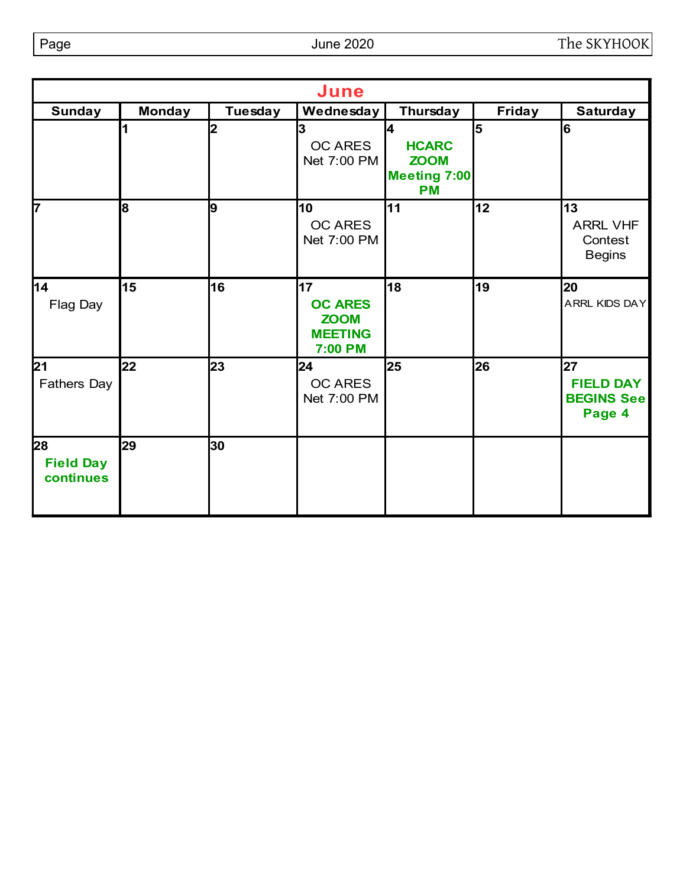| June | | | | | | |
|---|---|---|---|---|---|---|
| **Sunday** | **Monday** | **Tuesday** | **Wednesday** | **Thursday** | **Friday** | **Saturday** |
| | **1** | **2** | **3** OC ARES Net 7:00 PM | **4** **HCARC ZOOM Meeting 7:00 PM** | **5** | **6** |
| **7** | **8** | **9** | **10** OC ARES Net 7:00 PM | **11** | **12** | **13** ARRL VHF Contest Begins |
| **14** Flag Day | **15** | **16** | **17** **OC ARES ZOOM MEETING 7:00 PM** | **18** | **19** | **20** ARRL KIDS DAY |
| **21** Fathers Day | **22** | **23** | **24** OC ARES Net 7:00 PM | **25** | **26** | **27** **FIELD DAY BEGINS See Page 4** |
| **28** **Field Day continues** | **29** | **30** | | | | |